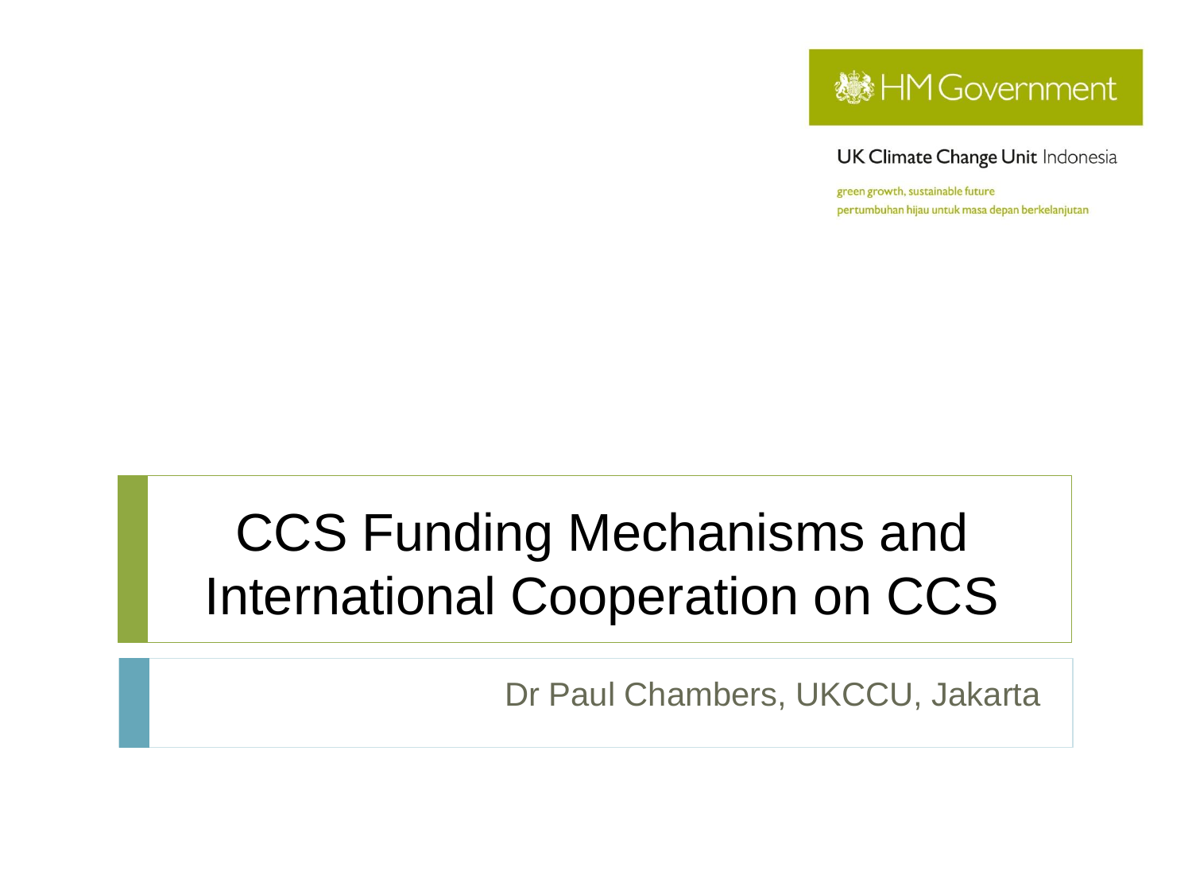HM Government

UK Climate Change Unit Indonesia

green growth, sustainable future

pertumbuhan hijau untuk masa depan berkelanjutan

# CCS Funding Mechanisms and International Cooperation on CCS

Dr Paul Chambers, UKCCU, Jakarta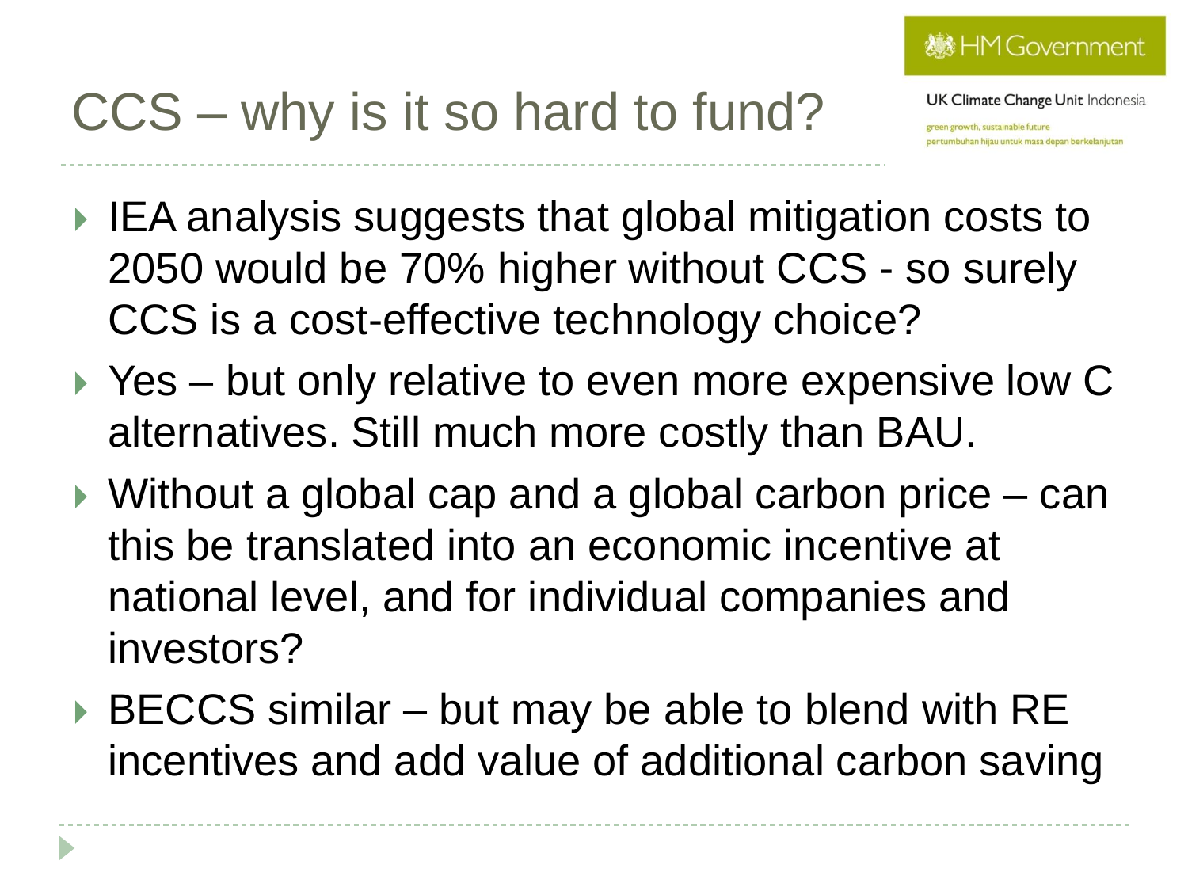# CCS – why is it so hard to fund?

- IEA analysis suggests that global mitigation costs to 2050 would be 70% higher without CCS - so surely CCS is a cost-effective technology choice?
- Yes – but only relative to even more expensive low C alternatives. Still much more costly than BAU.
- Without a global cap and a global carbon price – can this be translated into an economic incentive at national level, and for individual companies and investors?
- BECCS similar – but may be able to blend with RE incentives and add value of additional carbon saving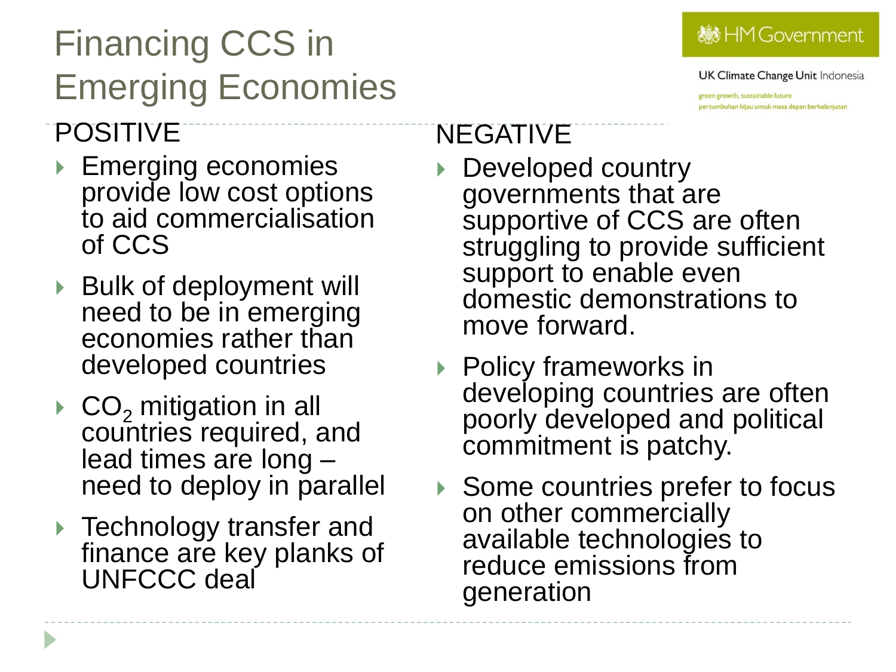# Financing CCS in Emerging Economies

HM Government

UK Climate Change Unit Indonesia

green growth, sustainable future
pertumbuhan hijau untuk masa depan berkelanjutan

## POSITIVE

- Emerging economies provide low cost options to aid commercialisation of CCS
- Bulk of deployment will need to be in emerging economies rather than developed countries
- $CO_2$ mitigation in all countries required, and lead times are long – need to deploy in parallel
- Technology transfer and finance are key planks of UNFCCC deal

## NEGATIVE

- Developed country governments that are supportive of CCS are often struggling to provide sufficient support to enable even domestic demonstrations to move forward.
- Policy frameworks in developing countries are often poorly developed and political commitment is patchy.
- Some countries prefer to focus on other commercially available technologies to reduce emissions from generation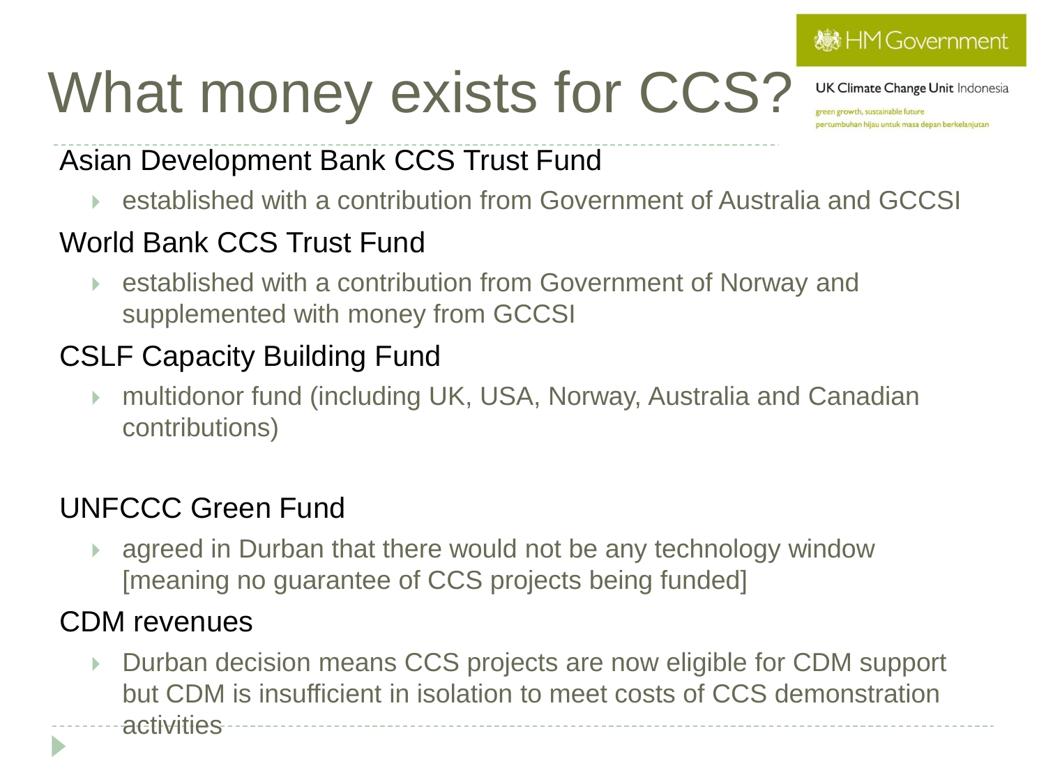# What money exists for CCS?

HM Government

UK Climate Change Unit Indonesia

green growth, sustainable future

pertumbuhan hijau untuk masa depan berkelanjutan

Asian Development Bank CCS Trust Fund

- established with a contribution from Government of Australia and GCCSI

World Bank CCS Trust Fund

- established with a contribution from Government of Norway and supplemented with money from GCCSI

CSLF Capacity Building Fund

- multidonor fund (including UK, USA, Norway, Australia and Canadian contributions)

UNFCCC Green Fund

- agreed in Durban that there would not be any technology window [meaning no guarantee of CCS projects being funded]

CDM revenues

- Durban decision means CCS projects are now eligible for CDM support but CDM is insufficient in isolation to meet costs of CCS demonstration activities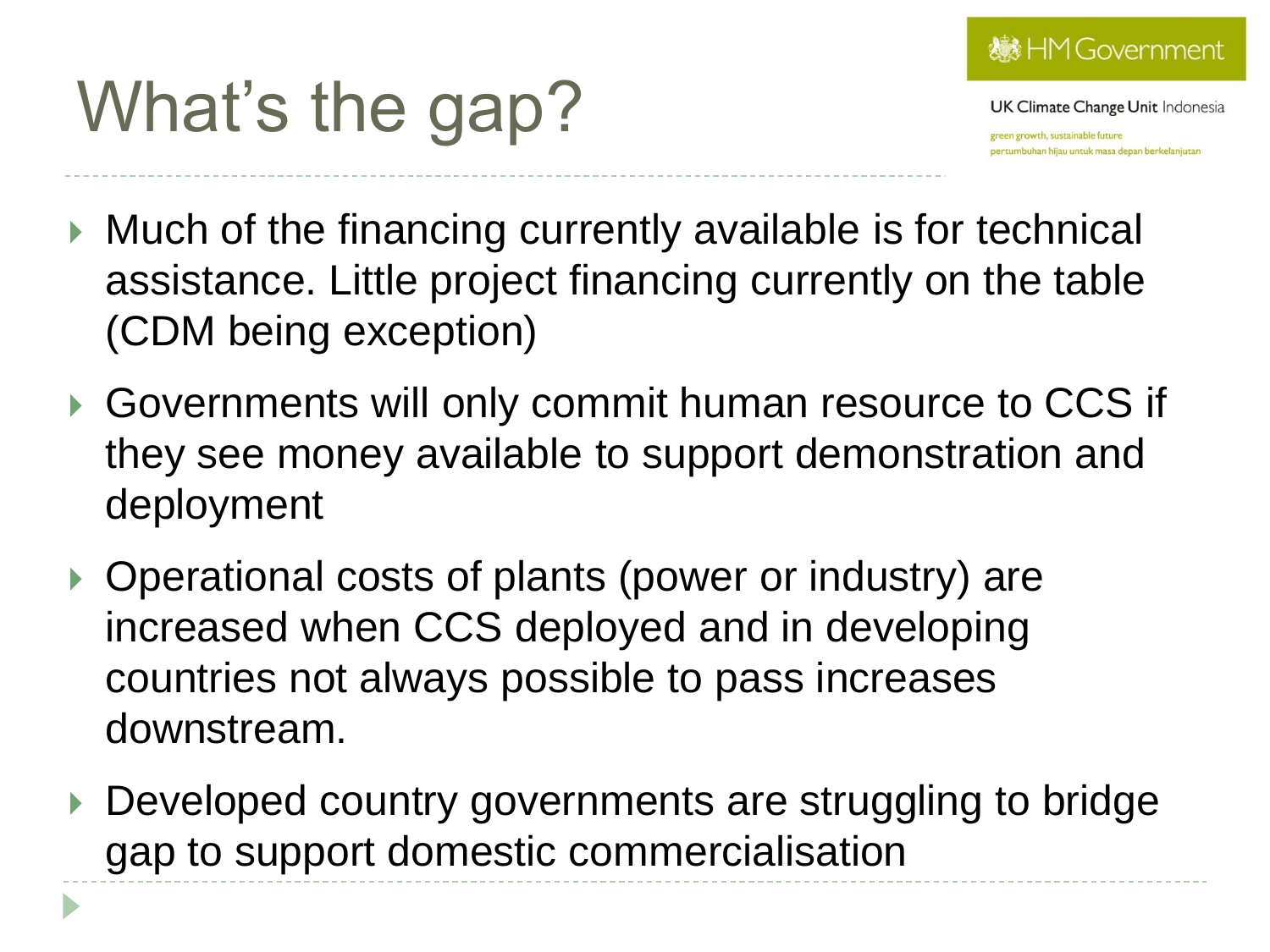# What's the gap?

- Much of the financing currently available is for technical assistance. Little project financing currently on the table (CDM being exception)
- Governments will only commit human resource to CCS if they see money available to support demonstration and deployment
- Operational costs of plants (power or industry) are increased when CCS deployed and in developing countries not always possible to pass increases downstream.
- Developed country governments are struggling to bridge gap to support domestic commercialisation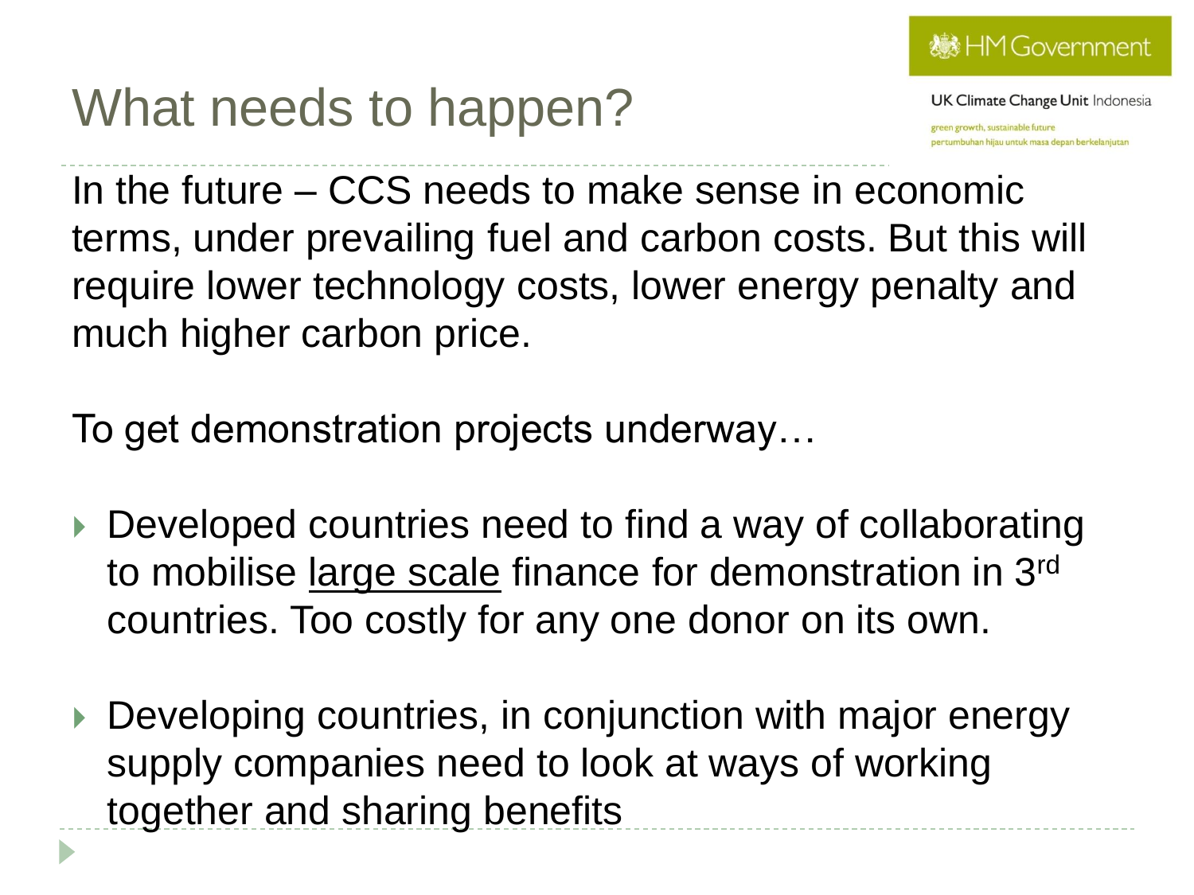# What needs to happen?

In the future – CCS needs to make sense in economic terms, under prevailing fuel and carbon costs. But this will require lower technology costs, lower energy penalty and much higher carbon price.

To get demonstration projects underway…

- Developed countries need to find a way of collaborating to mobilise large scale finance for demonstration in 3rd countries. Too costly for any one donor on its own.
- Developing countries, in conjunction with major energy supply companies need to look at ways of working together and sharing benefits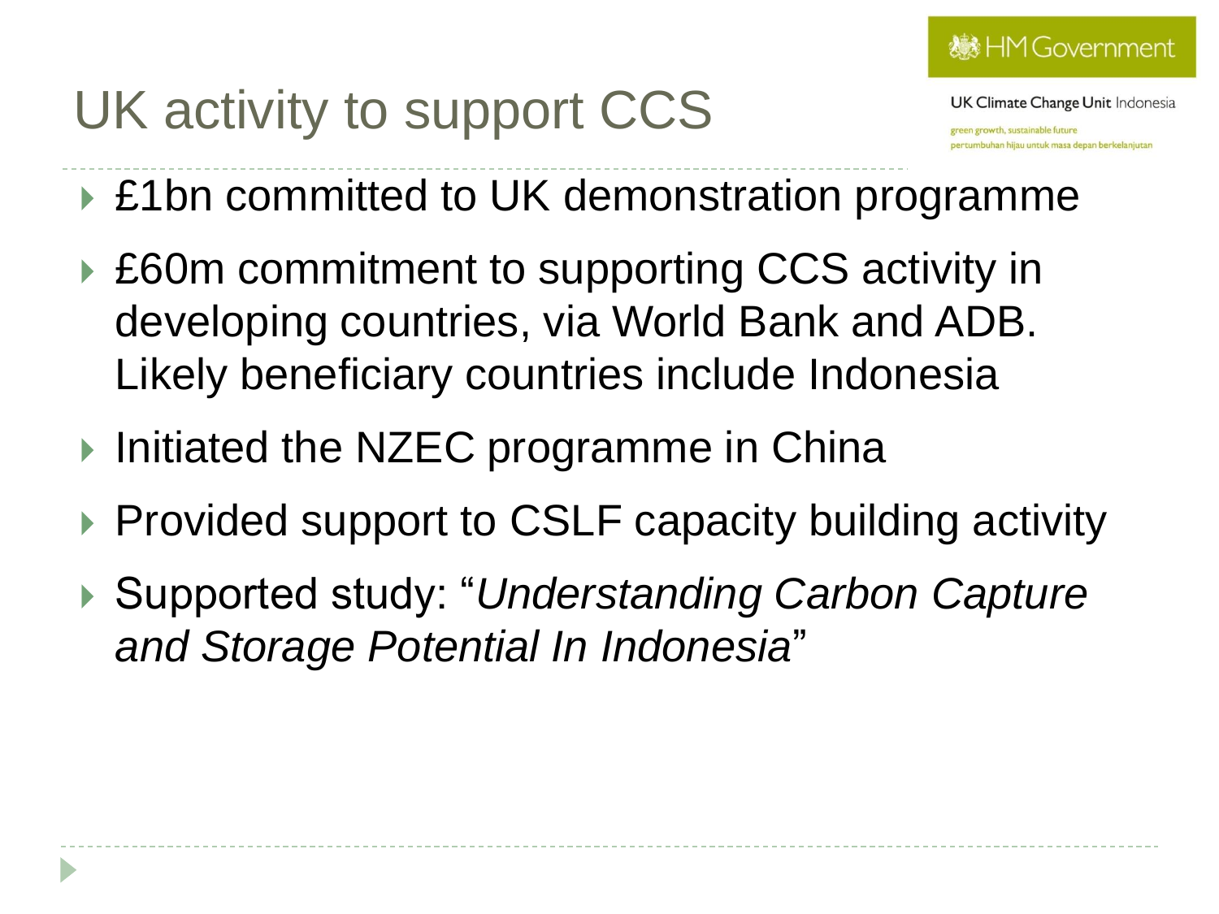# UK activity to support CCS

- £1bn committed to UK demonstration programme
- £60m commitment to supporting CCS activity in developing countries, via World Bank and ADB. Likely beneficiary countries include Indonesia
- Initiated the NZEC programme in China
- Provided support to CSLF capacity building activity
- Supported study: "*Understanding Carbon Capture and Storage Potential In Indonesia*"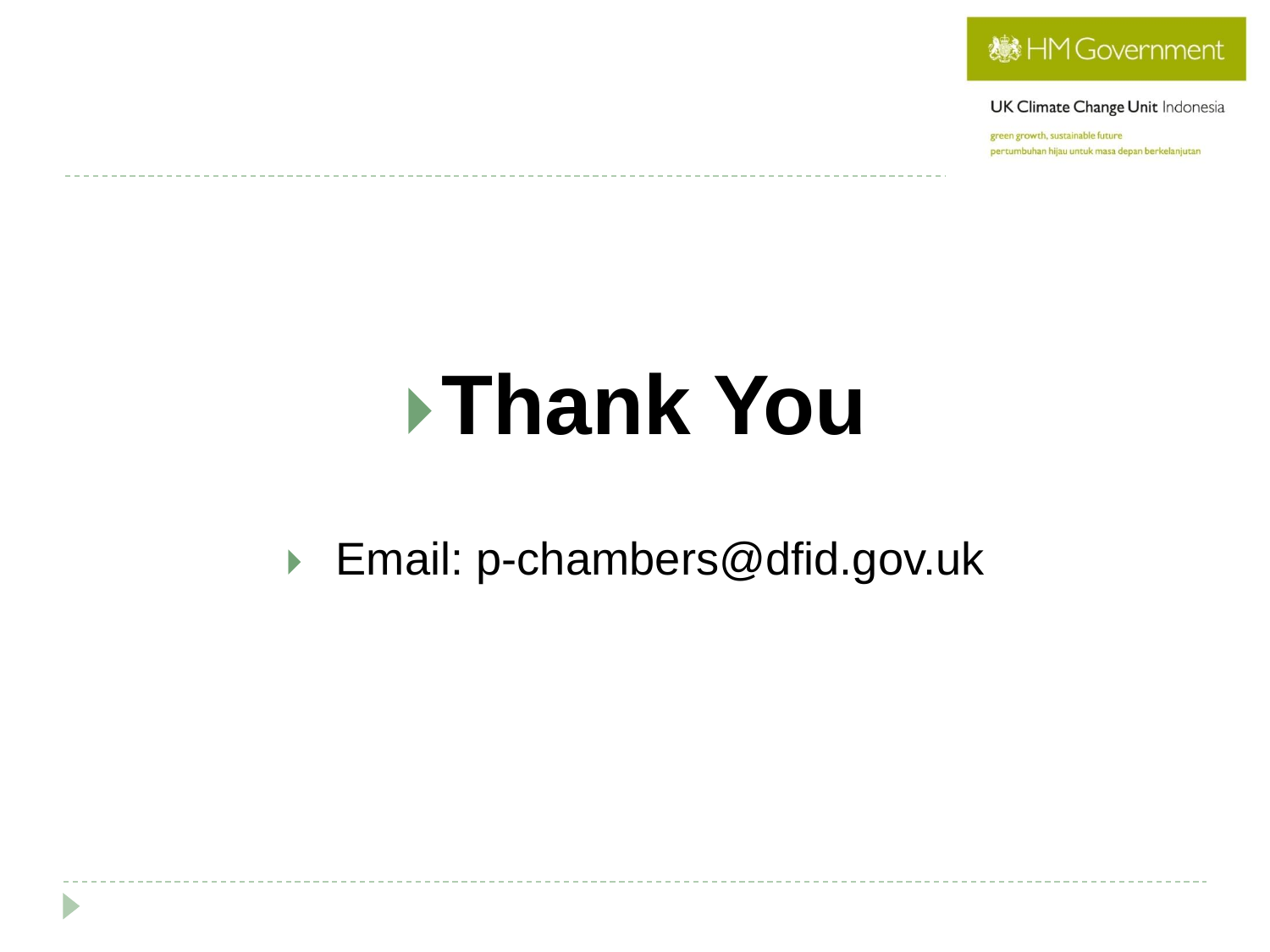HM Government

UK Climate Change Unit Indonesia

green growth, sustainable future

pertumbuhan hijau untuk masa depan berkelanjutan

# Thank You

- Email: p-chambers@dfid.gov.uk